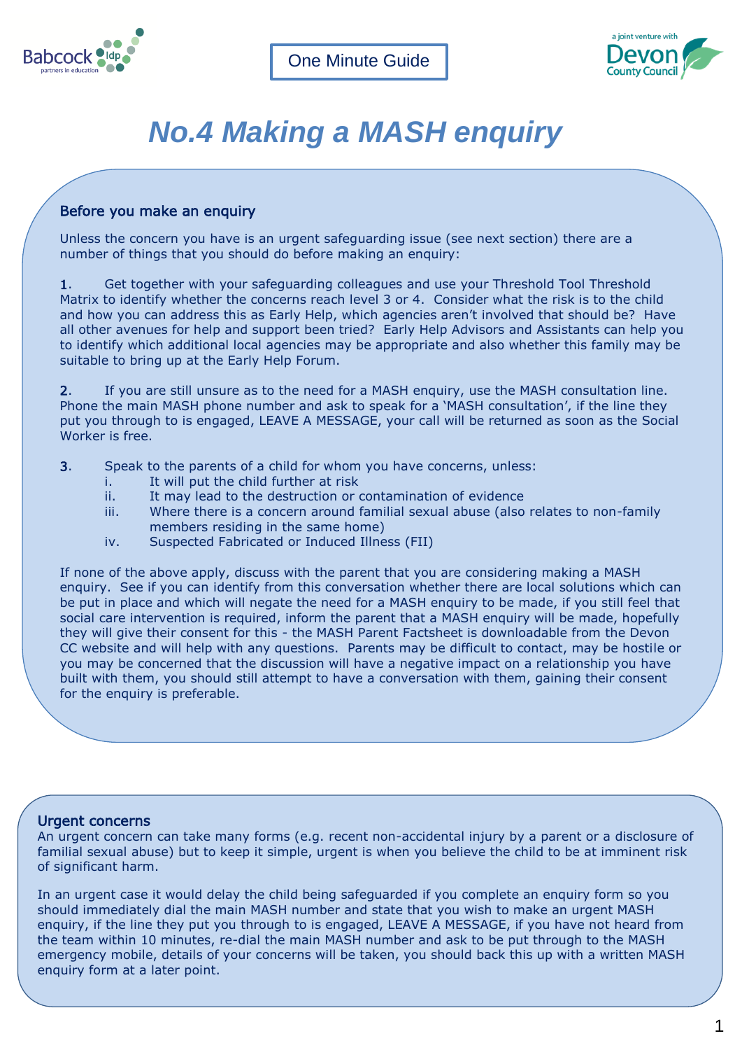One Minute Guide

# No.4 Making a MASH enquiry

## Before you make an enquiry

Unless the concern you have is an urgent safeguarding issue (see next section) there are a number of things that you should do before making an enquiry:

1. Get together with your safeguarding colleagues and use your Threshold Tool Threshold Matrix to identify whether the concerns reach level 3 or 4. Consider what the risk is to the child and how you can address this as Early Help, which agencies aren't involved that should be? Have all other avenues for help and support been tried? Early Help Advisors and Assistants can help you to identify which additional local agencies may be appropriate and also whether this family may be suitable to bring up at the Early Help Forum.

2. If you are still unsure as to the need for a MASH enquiry, use the MASH consultation line. Phone the main MASH phone number and ask to speak for a 'MASH consultation', if the line they put you through to is engaged, LEAVE A MESSAGE, your call will be returned as soon as the Social Worker is free.

3. Speak to the parents of a child for whom you have concerns, unless:
   i. It will put the child further at risk
   ii. It may lead to the destruction or contamination of evidence
   iii. Where there is a concern around familial sexual abuse (also relates to non-family members residing in the same home)
   iv. Suspected Fabricated or Induced Illness (FII)

If none of the above apply, discuss with the parent that you are considering making a MASH enquiry. See if you can identify from this conversation whether there are local solutions which can be put in place and which will negate the need for a MASH enquiry to be made, if you still feel that social care intervention is required, inform the parent that a MASH enquiry will be made, hopefully they will give their consent for this - the MASH Parent Factsheet is downloadable from the Devon CC website and will help with any questions. Parents may be difficult to contact, may be hostile or you may be concerned that the discussion will have a negative impact on a relationship you have built with them, you should still attempt to have a conversation with them, gaining their consent for the enquiry is preferable.

## Urgent concerns

An urgent concern can take many forms (e.g. recent non-accidental injury by a parent or a disclosure of familial sexual abuse) but to keep it simple, urgent is when you believe the child to be at imminent risk of significant harm.

In an urgent case it would delay the child being safeguarded if you complete an enquiry form so you should immediately dial the main MASH number and state that you wish to make an urgent MASH enquiry, if the line they put you through to is engaged, LEAVE A MESSAGE, if you have not heard from the team within 10 minutes, re-dial the main MASH number and ask to be put through to the MASH emergency mobile, details of your concerns will be taken, you should back this up with a written MASH enquiry form at a later point.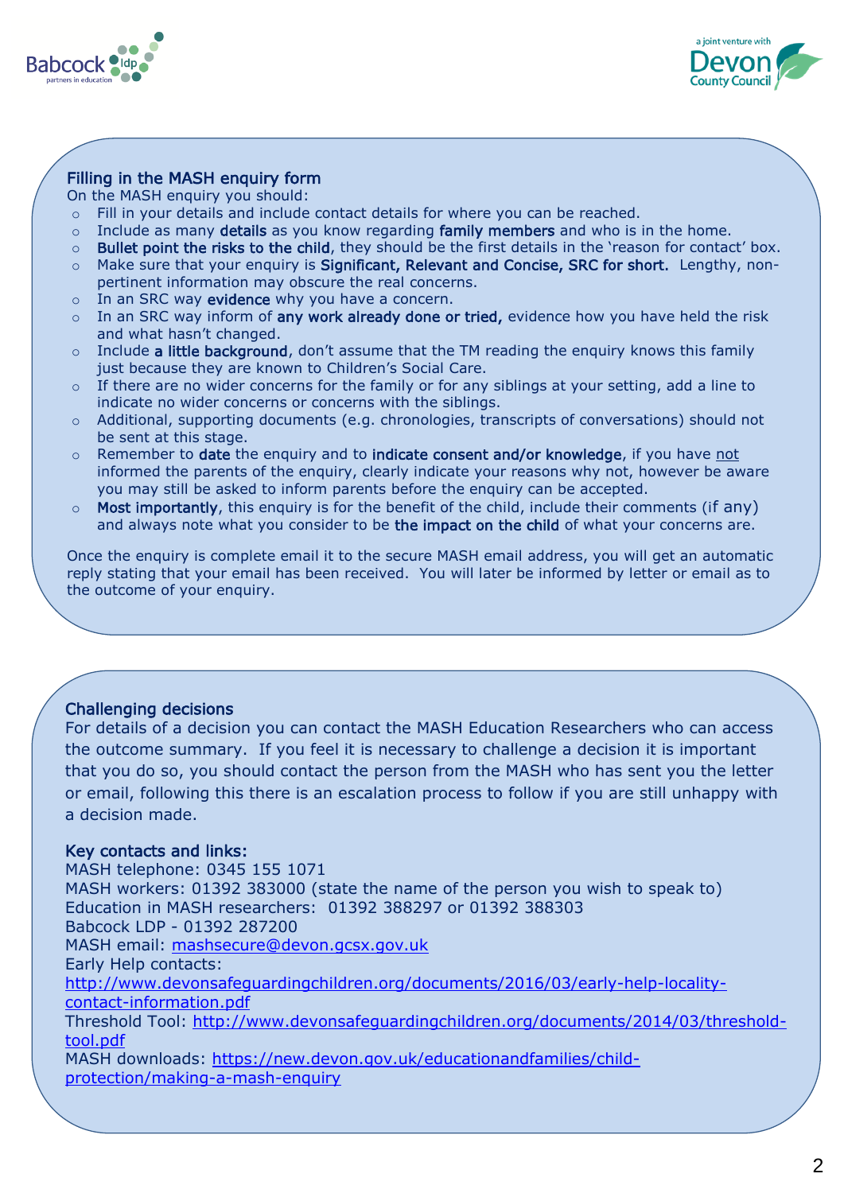## Filling in the MASH enquiry form

On the MASH enquiry you should:

- Fill in your details and include contact details for where you can be reached.
- Include as many **details** as you know regarding **family members** and who is in the home.
- **Bullet point the risks to the child**, they should be the first details in the 'reason for contact' box.
- Make sure that your enquiry is **Significant, Relevant and Concise, SRC for short.** Lengthy, non-pertinent information may obscure the real concerns.
- In an SRC way **evidence** why you have a concern.
- In an SRC way inform of **any work already done or tried,** evidence how you have held the risk and what hasn't changed.
- Include **a little background**, don't assume that the TM reading the enquiry knows this family just because they are known to Children's Social Care.
- If there are no wider concerns for the family or for any siblings at your setting, add a line to indicate no wider concerns or concerns with the siblings.
- Additional, supporting documents (e.g. chronologies, transcripts of conversations) should not be sent at this stage.
- Remember to **date** the enquiry and to **indicate consent and/or knowledge**, if you have <u>not</u> informed the parents of the enquiry, clearly indicate your reasons why not, however be aware you may still be asked to inform parents before the enquiry can be accepted.
- **Most importantly**, this enquiry is for the benefit of the child, include their comments (if any) and always note what you consider to be **the impact on the child** of what your concerns are.

Once the enquiry is complete email it to the secure MASH email address, you will get an automatic reply stating that your email has been received. You will later be informed by letter or email as to the outcome of your enquiry.

## Challenging decisions

For details of a decision you can contact the MASH Education Researchers who can access the outcome summary. If you feel it is necessary to challenge a decision it is important that you do so, you should contact the person from the MASH who has sent you the letter or email, following this there is an escalation process to follow if you are still unhappy with a decision made.

**Key contacts and links:**

MASH telephone: 0345 155 1071
MASH workers: 01392 383000 (state the name of the person you wish to speak to)
Education in MASH researchers: 01392 388297 or 01392 388303
Babcock LDP - 01392 287200
MASH email: mashsecure@devon.gcsx.gov.uk
Early Help contacts: http://www.devonsafeguardingchildren.org/documents/2016/03/early-help-locality-contact-information.pdf
Threshold Tool: http://www.devonsafeguardingchildren.org/documents/2014/03/threshold-tool.pdf
MASH downloads: https://new.devon.gov.uk/educationandfamilies/child-protection/making-a-mash-enquiry